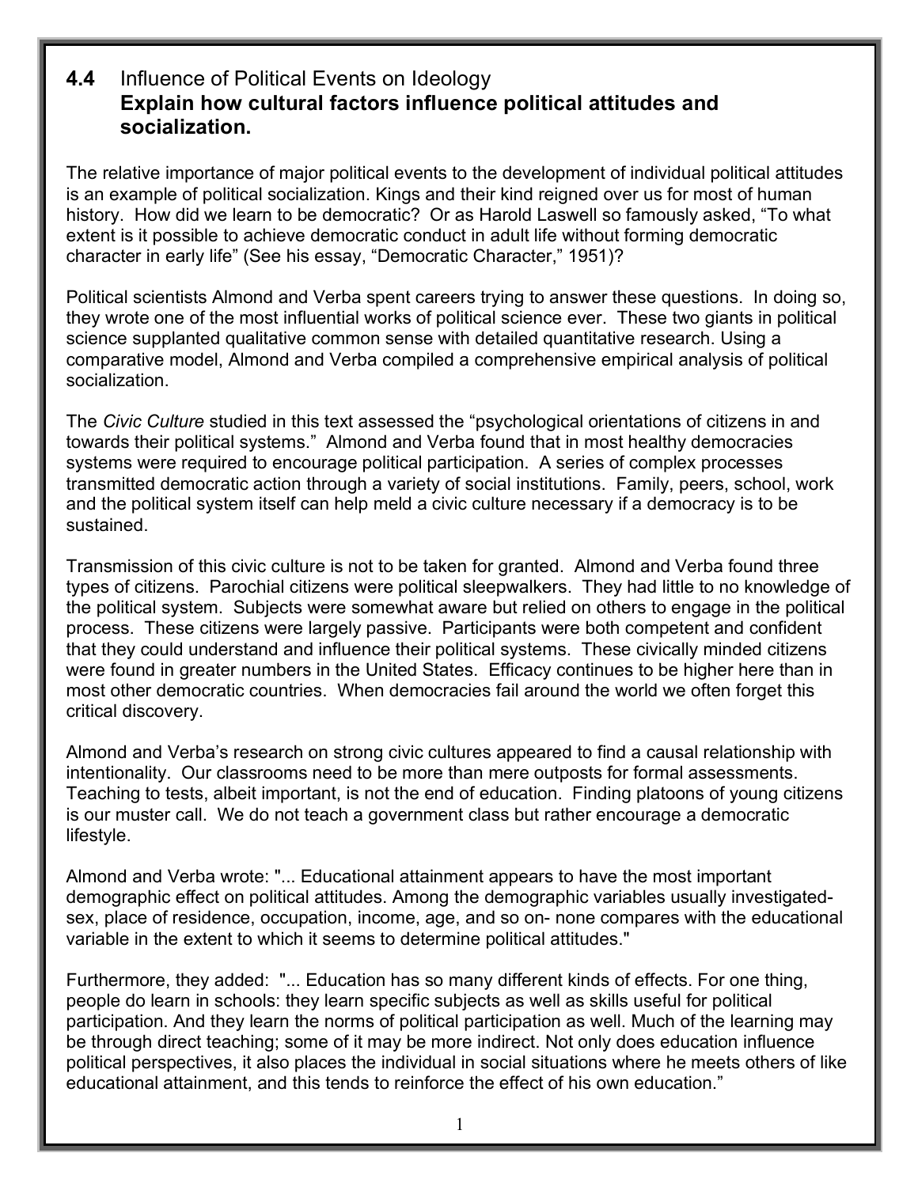## 4.4 Influence of Political Events on Ideology
### **Explain how cultural factors influence political attitudes and socialization.**

The relative importance of major political events to the development of individual political attitudes is an example of political socialization. Kings and their kind reigned over us for most of human history. How did we learn to be democratic? Or as Harold Laswell so famously asked, “To what extent is it possible to achieve democratic conduct in adult life without forming democratic character in early life” (See his essay, “Democratic Character,” 1951)?

Political scientists Almond and Verba spent careers trying to answer these questions. In doing so, they wrote one of the most influential works of political science ever. These two giants in political science supplanted qualitative common sense with detailed quantitative research. Using a comparative model, Almond and Verba compiled a comprehensive empirical analysis of political socialization.

The *Civic Culture* studied in this text assessed the “psychological orientations of citizens in and towards their political systems.” Almond and Verba found that in most healthy democracies systems were required to encourage political participation. A series of complex processes transmitted democratic action through a variety of social institutions. Family, peers, school, work and the political system itself can help meld a civic culture necessary if a democracy is to be sustained.

Transmission of this civic culture is not to be taken for granted. Almond and Verba found three types of citizens. Parochial citizens were political sleepwalkers. They had little to no knowledge of the political system. Subjects were somewhat aware but relied on others to engage in the political process. These citizens were largely passive. Participants were both competent and confident that they could understand and influence their political systems. These civically minded citizens were found in greater numbers in the United States. Efficacy continues to be higher here than in most other democratic countries. When democracies fail around the world we often forget this critical discovery.

Almond and Verba’s research on strong civic cultures appeared to find a causal relationship with intentionality. Our classrooms need to be more than mere outposts for formal assessments. Teaching to tests, albeit important, is not the end of education. Finding platoons of young citizens is our muster call. We do not teach a government class but rather encourage a democratic lifestyle.

Almond and Verba wrote: "... Educational attainment appears to have the most important demographic effect on political attitudes. Among the demographic variables usually investigated- sex, place of residence, occupation, income, age, and so on- none compares with the educational variable in the extent to which it seems to determine political attitudes."

Furthermore, they added: "... Education has so many different kinds of effects. For one thing, people do learn in schools: they learn specific subjects as well as skills useful for political participation. And they learn the norms of political participation as well. Much of the learning may be through direct teaching; some of it may be more indirect. Not only does education influence political perspectives, it also places the individual in social situations where he meets others of like educational attainment, and this tends to reinforce the effect of his own education.”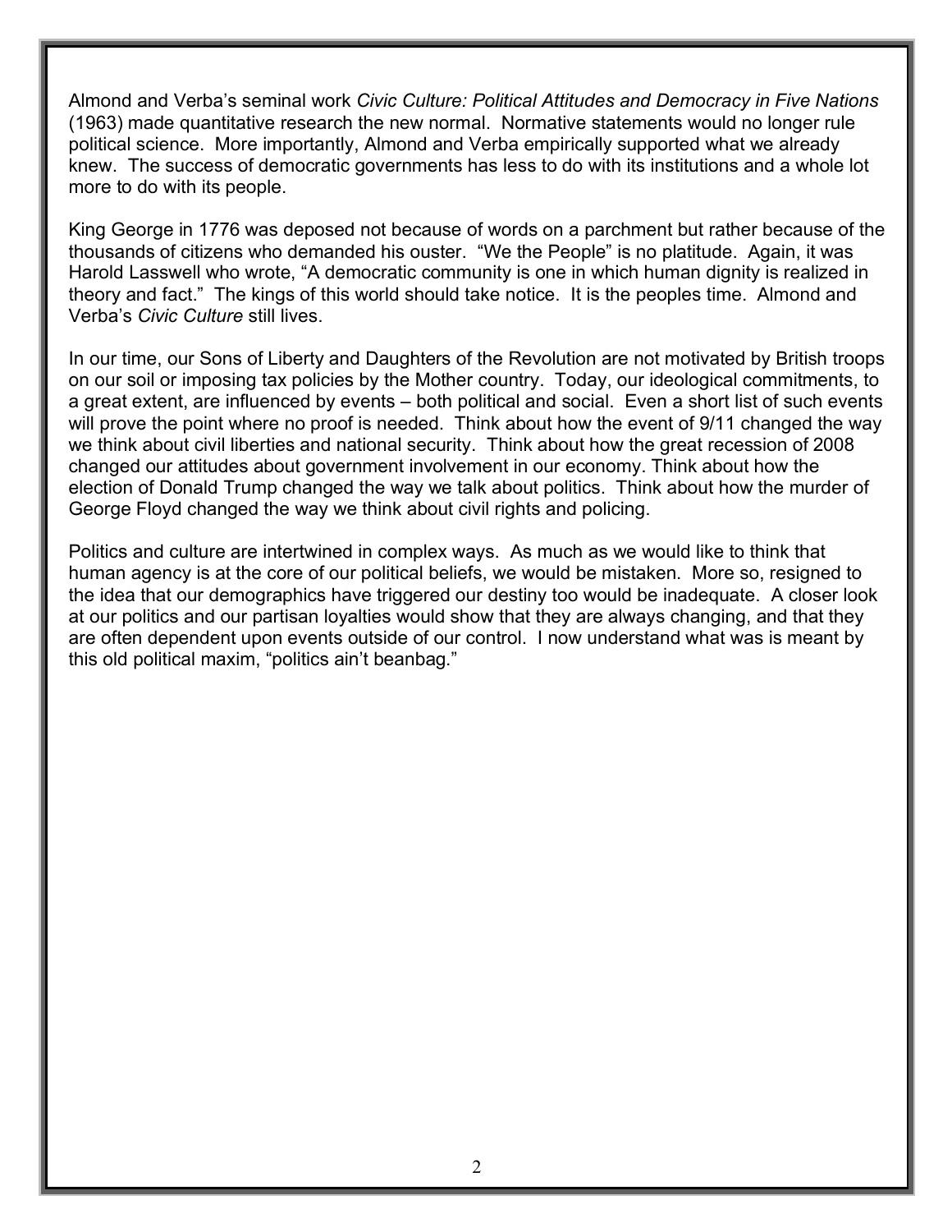Almond and Verba's seminal work *Civic Culture: Political Attitudes and Democracy in Five Nations* (1963) made quantitative research the new normal. Normative statements would no longer rule political science. More importantly, Almond and Verba empirically supported what we already knew. The success of democratic governments has less to do with its institutions and a whole lot more to do with its people.

King George in 1776 was deposed not because of words on a parchment but rather because of the thousands of citizens who demanded his ouster. "We the People" is no platitude. Again, it was Harold Lasswell who wrote, "A democratic community is one in which human dignity is realized in theory and fact." The kings of this world should take notice. It is the peoples time. Almond and Verba's *Civic Culture* still lives.

In our time, our Sons of Liberty and Daughters of the Revolution are not motivated by British troops on our soil or imposing tax policies by the Mother country. Today, our ideological commitments, to a great extent, are influenced by events – both political and social. Even a short list of such events will prove the point where no proof is needed. Think about how the event of 9/11 changed the way we think about civil liberties and national security. Think about how the great recession of 2008 changed our attitudes about government involvement in our economy. Think about how the election of Donald Trump changed the way we talk about politics. Think about how the murder of George Floyd changed the way we think about civil rights and policing.

Politics and culture are intertwined in complex ways. As much as we would like to think that human agency is at the core of our political beliefs, we would be mistaken. More so, resigned to the idea that our demographics have triggered our destiny too would be inadequate. A closer look at our politics and our partisan loyalties would show that they are always changing, and that they are often dependent upon events outside of our control. I now understand what was is meant by this old political maxim, "politics ain't beanbag."